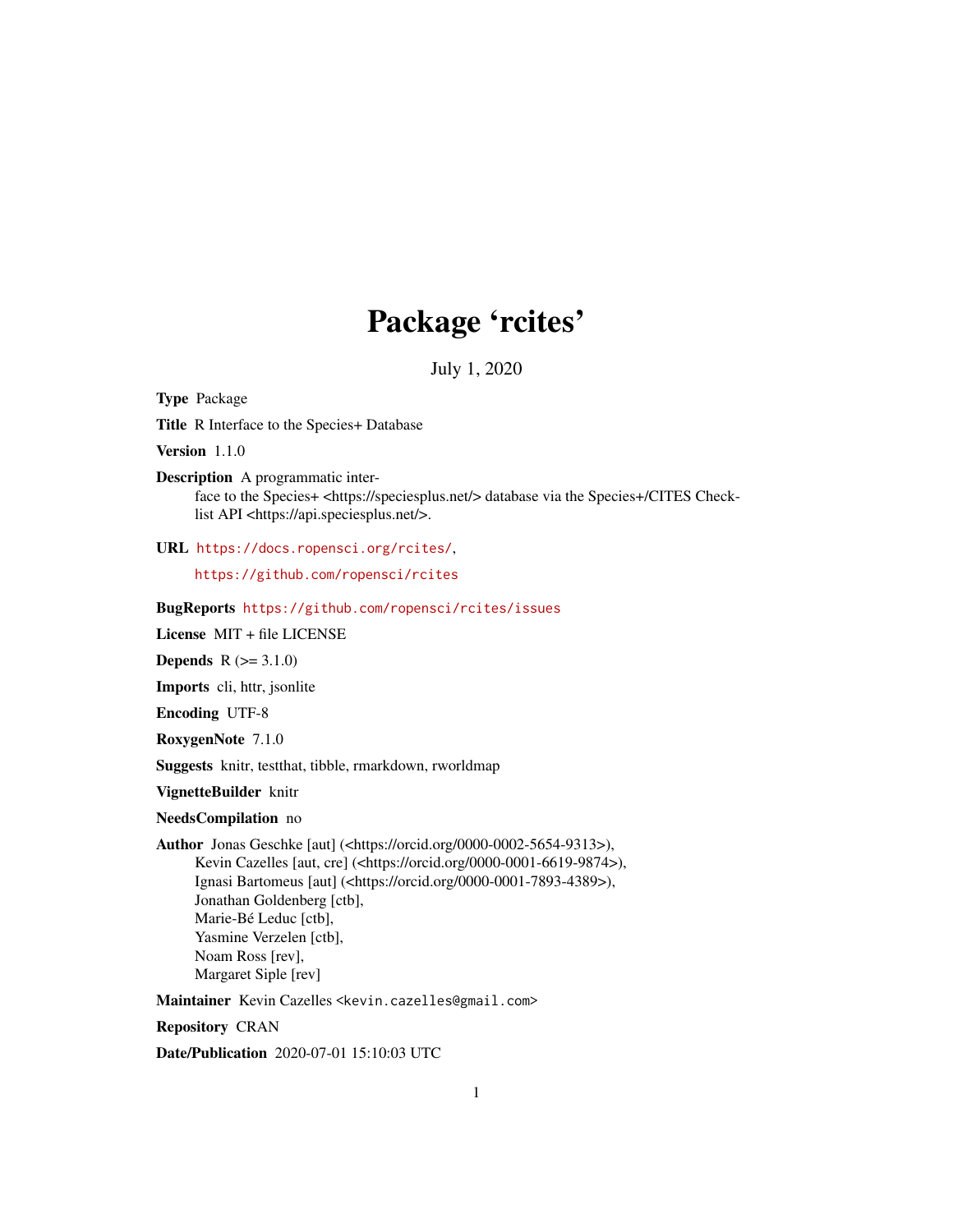# Package 'rcites'

July 1, 2020

**Type** Package

**Title** R Interface to the Species+ Database

**Version** 1.1.0

**Description** A programmatic interface to the Species+ <https://speciesplus.net/> database via the Species+/CITES Checklist API <https://api.speciesplus.net/>.

**URL** https://docs.ropensci.org/rcites/,
https://github.com/ropensci/rcites

**BugReports** https://github.com/ropensci/rcites/issues

**License** MIT + file LICENSE

**Depends** R (>= 3.1.0)

**Imports** cli, httr, jsonlite

**Encoding** UTF-8

**RoxygenNote** 7.1.0

**Suggests** knitr, testthat, tibble, rmarkdown, rworldmap

**VignetteBuilder** knitr

**NeedsCompilation** no

**Author** Jonas Geschke [aut] (<https://orcid.org/0000-0002-5654-9313>),
Kevin Cazelles [aut, cre] (<https://orcid.org/0000-0001-6619-9874>),
Ignasi Bartomeus [aut] (<https://orcid.org/0000-0001-7893-4389>),
Jonathan Goldenberg [ctb],
Marie-Bé Leduc [ctb],
Yasmine Verzelen [ctb],
Noam Ross [rev],
Margaret Siple [rev]

**Maintainer** Kevin Cazelles <kevin.cazelles@gmail.com>

**Repository** CRAN

**Date/Publication** 2020-07-01 15:10:03 UTC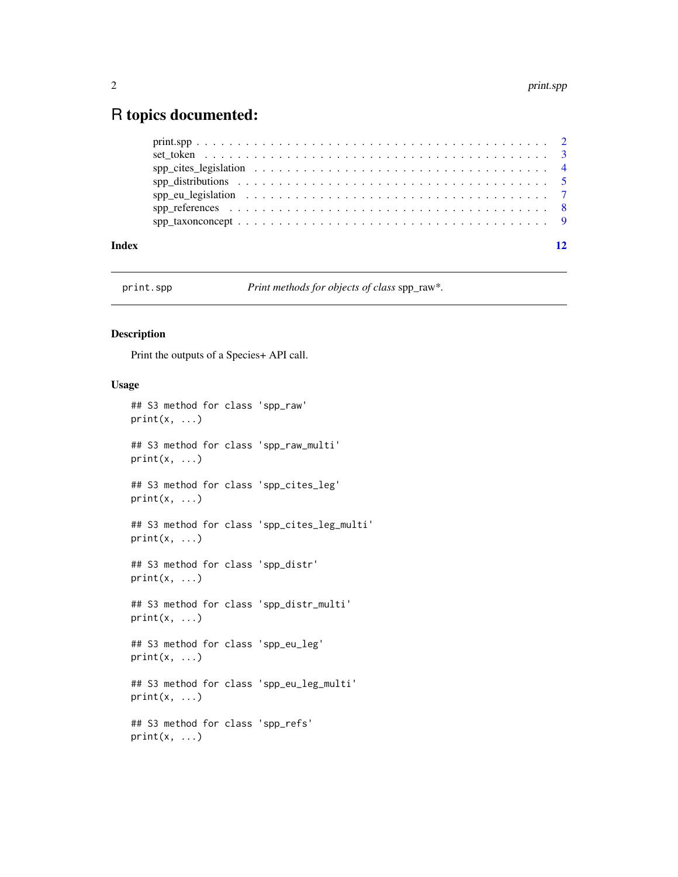# R topics documented:

| | |
|---|---|
| print.spp | 2 |
| set_token | 3 |
| spp_cites_legislation | 4 |
| spp_distributions | 5 |
| spp_eu_legislation | 7 |
| spp_references | 8 |
| spp_taxonconcept | 9 |
| **Index** | **12** |

---

print.spp — *Print methods for objects of class* spp_raw*.

---

## Description

Print the outputs of a Species+ API call.

## Usage

```
## S3 method for class 'spp_raw'
print(x, ...)

## S3 method for class 'spp_raw_multi'
print(x, ...)

## S3 method for class 'spp_cites_leg'
print(x, ...)

## S3 method for class 'spp_cites_leg_multi'
print(x, ...)

## S3 method for class 'spp_distr'
print(x, ...)

## S3 method for class 'spp_distr_multi'
print(x, ...)

## S3 method for class 'spp_eu_leg'
print(x, ...)

## S3 method for class 'spp_eu_leg_multi'
print(x, ...)

## S3 method for class 'spp_refs'
print(x, ...)
```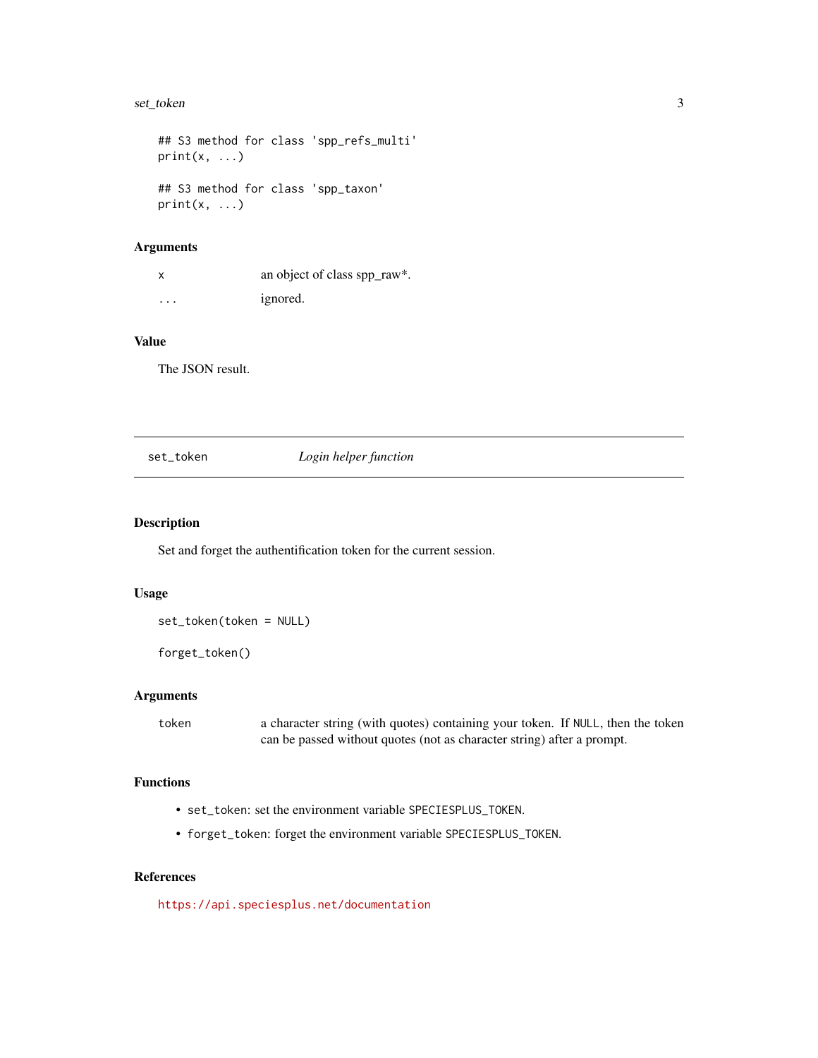```
## S3 method for class 'spp_refs_multi'
print(x, ...)

## S3 method for class 'spp_taxon'
print(x, ...)
```

### Arguments

| | |
|---|---|
| `x` | an object of class spp_raw*. |
| `...` | ignored. |

### Value

The JSON result.

---

## set_token — *Login helper function*

---

### Description

Set and forget the authentification token for the current session.

### Usage

```
set_token(token = NULL)

forget_token()
```

### Arguments

| | |
|---|---|
| `token` | a character string (with quotes) containing your token. If `NULL`, then the token can be passed without quotes (not as character string) after a prompt. |

### Functions

- `set_token`: set the environment variable `SPECIESPLUS_TOKEN`.
- `forget_token`: forget the environment variable `SPECIESPLUS_TOKEN`.

### References

https://api.speciesplus.net/documentation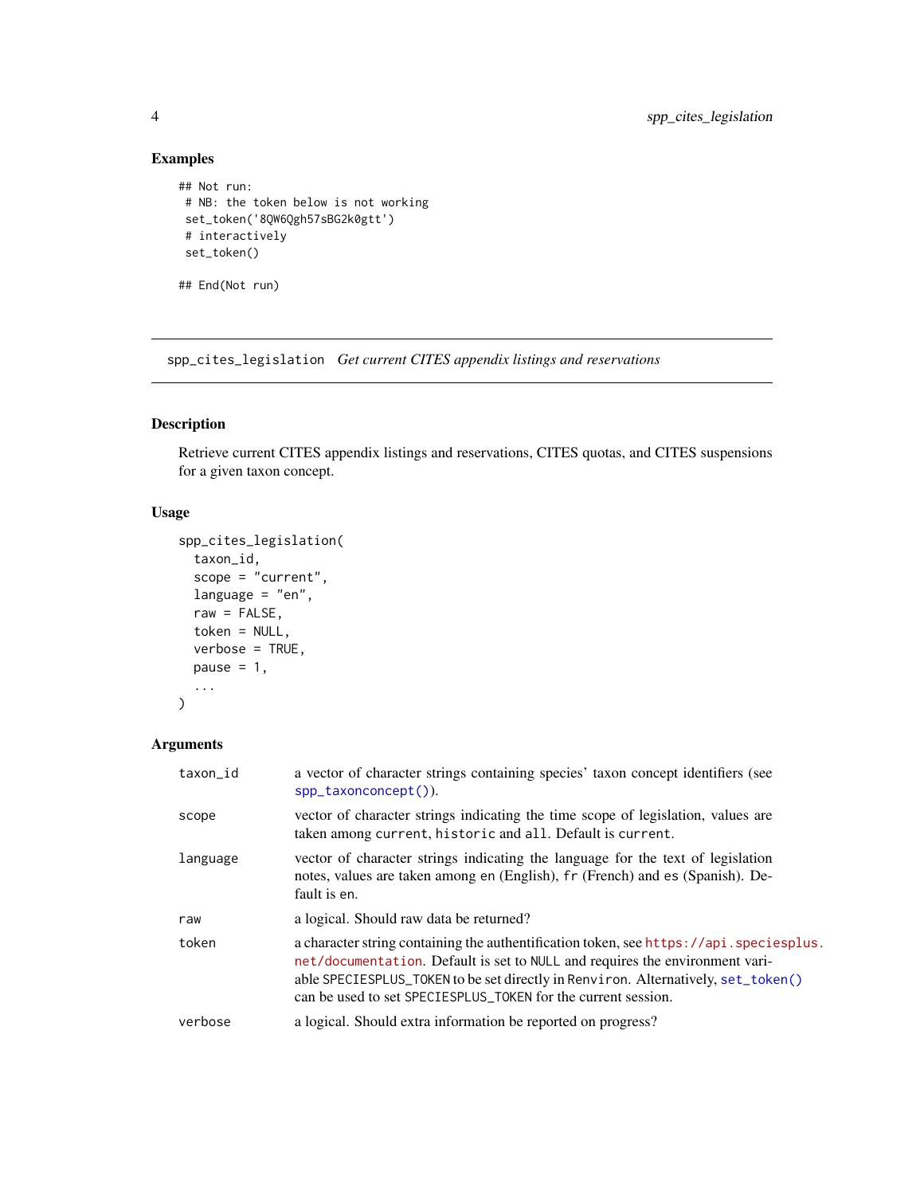## Examples

```
## Not run:
 # NB: the token below is not working
 set_token('8QW6Qgh57sBG2k0gtt')
 # interactively
 set_token()

## End(Not run)
```

---

# spp_cites_legislation *Get current CITES appendix listings and reservations*

---

## Description

Retrieve current CITES appendix listings and reservations, CITES quotas, and CITES suspensions for a given taxon concept.

## Usage

```
spp_cites_legislation(
  taxon_id,
  scope = "current",
  language = "en",
  raw = FALSE,
  token = NULL,
  verbose = TRUE,
  pause = 1,
  ...
)
```

## Arguments

| | |
|---|---|
| `taxon_id` | a vector of character strings containing species' taxon concept identifiers (see `spp_taxonconcept()`). |
| `scope` | vector of character strings indicating the time scope of legislation, values are taken among `current`, `historic` and `all`. Default is `current`. |
| `language` | vector of character strings indicating the language for the text of legislation notes, values are taken among `en` (English), `fr` (French) and `es` (Spanish). Default is `en`. |
| `raw` | a logical. Should raw data be returned? |
| `token` | a character string containing the authentification token, see `https://api.speciesplus.net/documentation`. Default is set to `NULL` and requires the environment variable `SPECIESPLUS_TOKEN` to be set directly in `Renviron`. Alternatively, `set_token()` can be used to set `SPECIESPLUS_TOKEN` for the current session. |
| `verbose` | a logical. Should extra information be reported on progress? |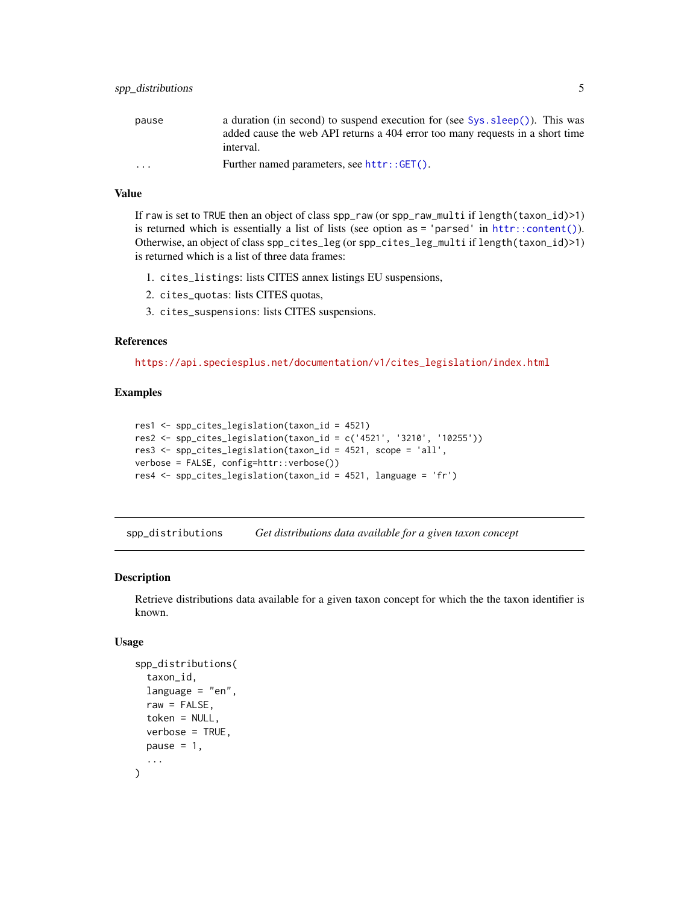| | |
|---|---|
| pause | a duration (in second) to suspend execution for (see Sys.sleep()). This was added cause the web API returns a 404 error too many requests in a short time interval. |
| ... | Further named parameters, see httr::GET(). |

### Value

If raw is set to TRUE then an object of class spp_raw (or spp_raw_multi if length(taxon_id)>1) is returned which is essentially a list of lists (see option as = 'parsed' in httr::content()). Otherwise, an object of class spp_cites_leg (or spp_cites_leg_multi if length(taxon_id)>1) is returned which is a list of three data frames:

1. cites_listings: lists CITES annex listings EU suspensions,
2. cites_quotas: lists CITES quotas,
3. cites_suspensions: lists CITES suspensions.

### References

https://api.speciesplus.net/documentation/v1/cites_legislation/index.html

### Examples

```
res1 <- spp_cites_legislation(taxon_id = 4521)
res2 <- spp_cites_legislation(taxon_id = c('4521', '3210', '10255'))
res3 <- spp_cites_legislation(taxon_id = 4521, scope = 'all',
verbose = FALSE, config=httr::verbose())
res4 <- spp_cites_legislation(taxon_id = 4521, language = 'fr')
```

---

## spp_distributions — *Get distributions data available for a given taxon concept*

### Description

Retrieve distributions data available for a given taxon concept for which the the taxon identifier is known.

### Usage

```
spp_distributions(
  taxon_id,
  language = "en",
  raw = FALSE,
  token = NULL,
  verbose = TRUE,
  pause = 1,
  ...
)
```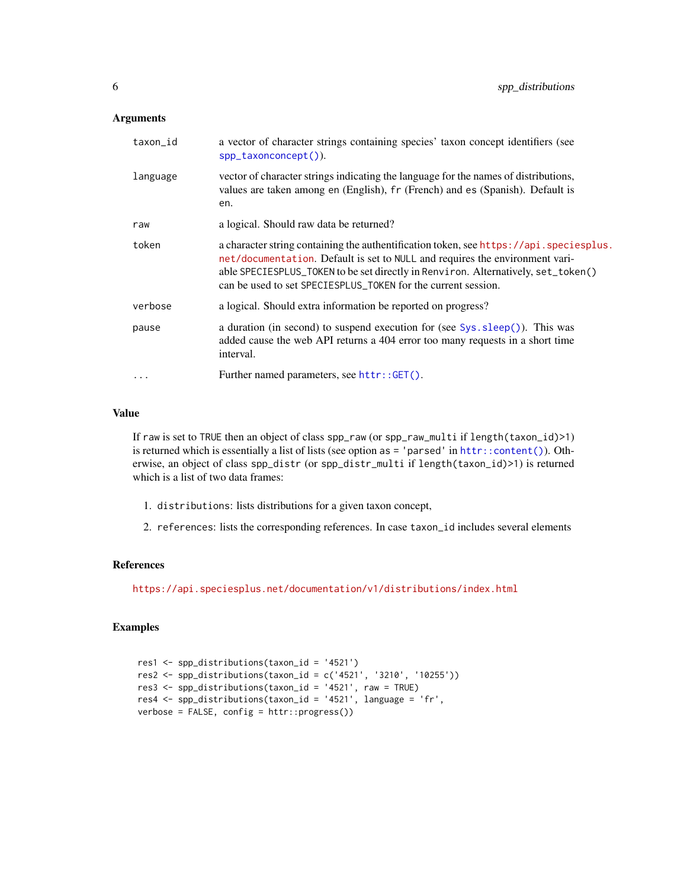### Arguments

| | |
|---|---|
| `taxon_id` | a vector of character strings containing species' taxon concept identifiers (see `spp_taxonconcept()`). |
| `language` | vector of character strings indicating the language for the names of distributions, values are taken among `en` (English), `fr` (French) and `es` (Spanish). Default is `en`. |
| `raw` | a logical. Should raw data be returned? |
| `token` | a character string containing the authentification token, see https://api.speciesplus.net/documentation. Default is set to `NULL` and requires the environment variable `SPECIESPLUS_TOKEN` to be set directly in `Renviron`. Alternatively, `set_token()` can be used to set `SPECIESPLUS_TOKEN` for the current session. |
| `verbose` | a logical. Should extra information be reported on progress? |
| `pause` | a duration (in second) to suspend execution for (see `Sys.sleep()`). This was added cause the web API returns a 404 error too many requests in a short time interval. |
| `...` | Further named parameters, see `httr::GET()`. |

### Value

If `raw` is set to `TRUE` then an object of class `spp_raw` (or `spp_raw_multi` if `length(taxon_id)>1`) is returned which is essentially a list of lists (see option `as = 'parsed'` in `httr::content()`). Otherwise, an object of class `spp_distr` (or `spp_distr_multi` if `length(taxon_id)>1`) is returned which is a list of two data frames:

1. `distributions`: lists distributions for a given taxon concept,
2. `references`: lists the corresponding references. In case `taxon_id` includes several elements

### References

https://api.speciesplus.net/documentation/v1/distributions/index.html

### Examples

```
res1 <- spp_distributions(taxon_id = '4521')
res2 <- spp_distributions(taxon_id = c('4521', '3210', '10255'))
res3 <- spp_distributions(taxon_id = '4521', raw = TRUE)
res4 <- spp_distributions(taxon_id = '4521', language = 'fr',
verbose = FALSE, config = httr::progress())
```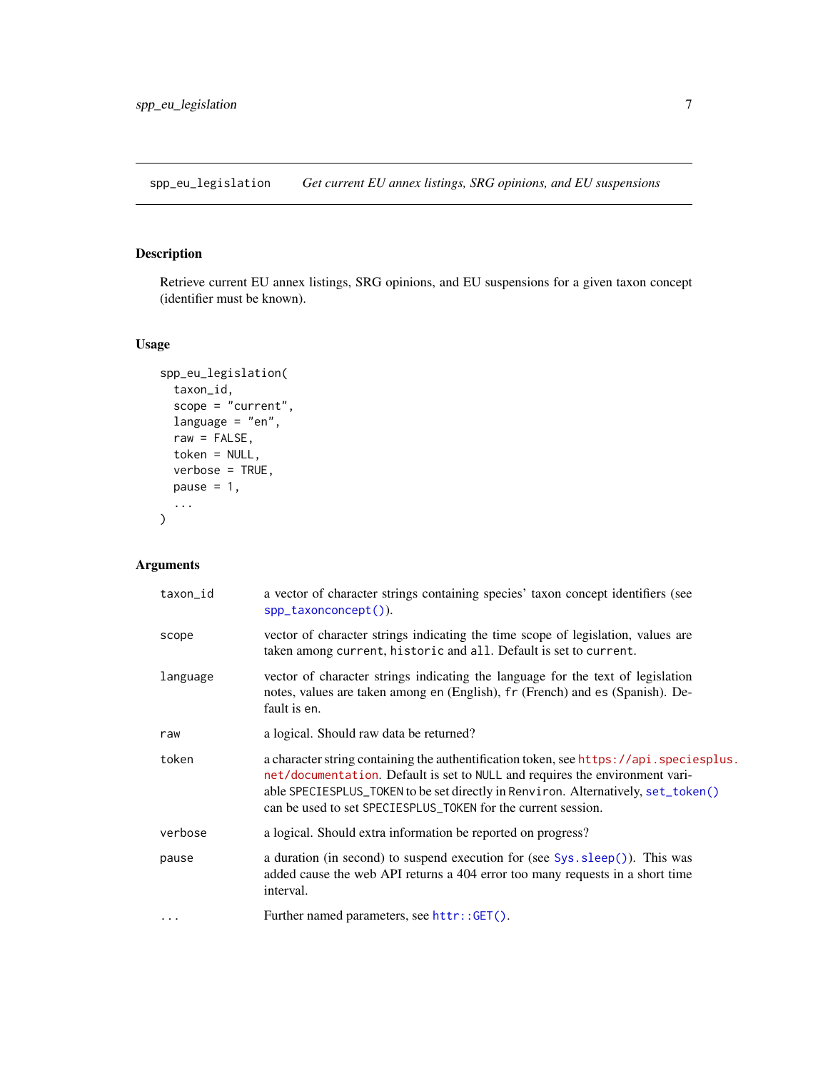spp_eu_legislation *Get current EU annex listings, SRG opinions, and EU suspensions*

## Description

Retrieve current EU annex listings, SRG opinions, and EU suspensions for a given taxon concept (identifier must be known).

## Usage

```
spp_eu_legislation(
  taxon_id,
  scope = "current",
  language = "en",
  raw = FALSE,
  token = NULL,
  verbose = TRUE,
  pause = 1,
  ...
)
```

## Arguments

| | |
|---|---|
| taxon_id | a vector of character strings containing species' taxon concept identifiers (see spp_taxonconcept()). |
| scope | vector of character strings indicating the time scope of legislation, values are taken among current, historic and all. Default is set to current. |
| language | vector of character strings indicating the language for the text of legislation notes, values are taken among en (English), fr (French) and es (Spanish). Default is en. |
| raw | a logical. Should raw data be returned? |
| token | a character string containing the authentification token, see https://api.speciesplus.net/documentation. Default is set to NULL and requires the environment variable SPECIESPLUS_TOKEN to be set directly in Renviron. Alternatively, set_token() can be used to set SPECIESPLUS_TOKEN for the current session. |
| verbose | a logical. Should extra information be reported on progress? |
| pause | a duration (in second) to suspend execution for (see Sys.sleep()). This was added cause the web API returns a 404 error too many requests in a short time interval. |
| ... | Further named parameters, see httr::GET(). |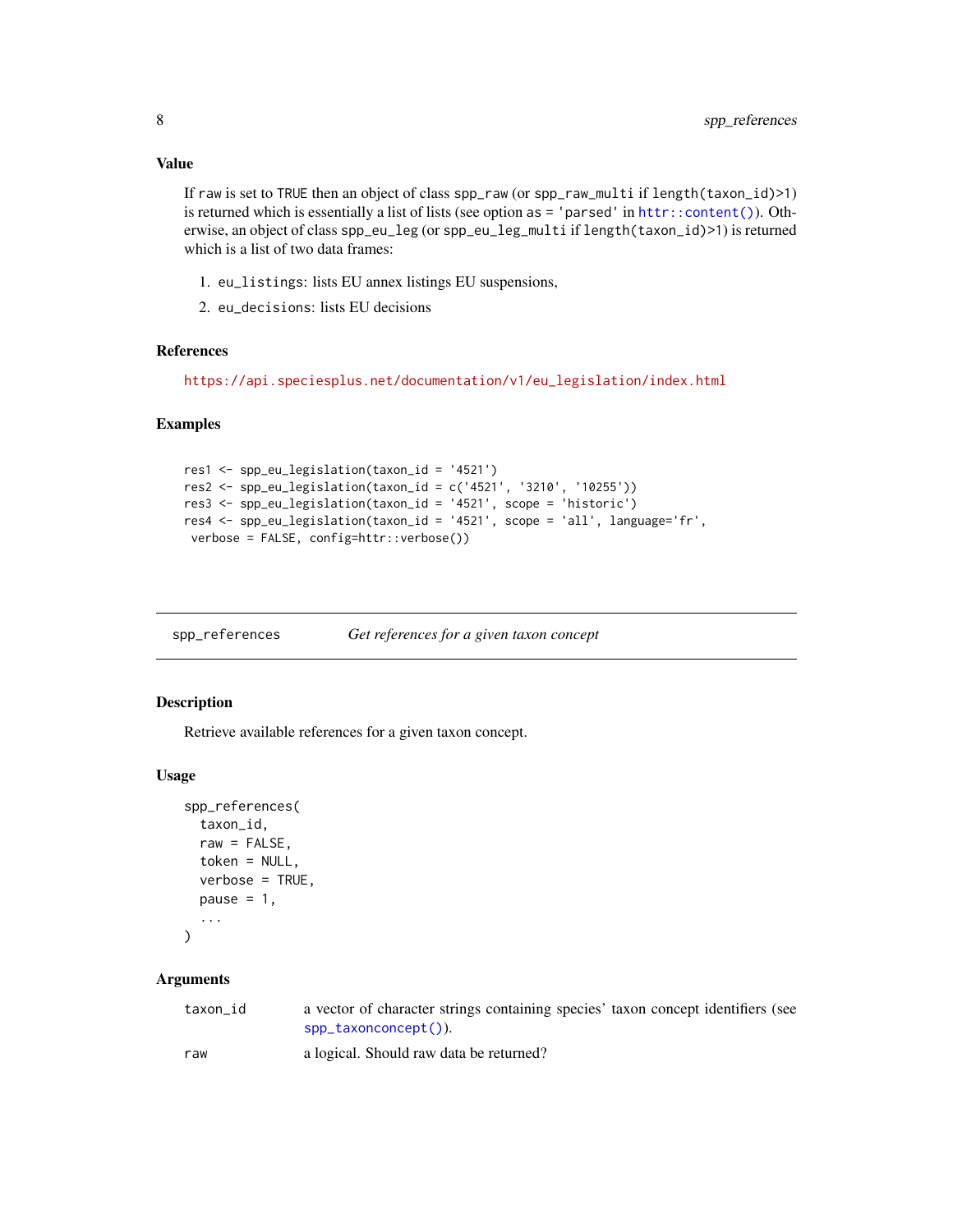### Value

If `raw` is set to `TRUE` then an object of class `spp_raw` (or `spp_raw_multi` if `length(taxon_id)>1`) is returned which is essentially a list of lists (see option `as = 'parsed'` in `httr::content()`). Otherwise, an object of class `spp_eu_leg` (or `spp_eu_leg_multi` if `length(taxon_id)>1`) is returned which is a list of two data frames:

1. `eu_listings`: lists EU annex listings EU suspensions,
2. `eu_decisions`: lists EU decisions

### References

https://api.speciesplus.net/documentation/v1/eu_legislation/index.html

### Examples

```
res1 <- spp_eu_legislation(taxon_id = '4521')
res2 <- spp_eu_legislation(taxon_id = c('4521', '3210', '10255'))
res3 <- spp_eu_legislation(taxon_id = '4521', scope = 'historic')
res4 <- spp_eu_legislation(taxon_id = '4521', scope = 'all', language='fr',
 verbose = FALSE, config=httr::verbose())
```

---

## `spp_references` *Get references for a given taxon concept*

### Description

Retrieve available references for a given taxon concept.

### Usage

```
spp_references(
  taxon_id,
  raw = FALSE,
  token = NULL,
  verbose = TRUE,
  pause = 1,
  ...
)
```

### Arguments

| | |
|---|---|
| `taxon_id` | a vector of character strings containing species' taxon concept identifiers (see `spp_taxonconcept()`). |
| `raw` | a logical. Should raw data be returned? |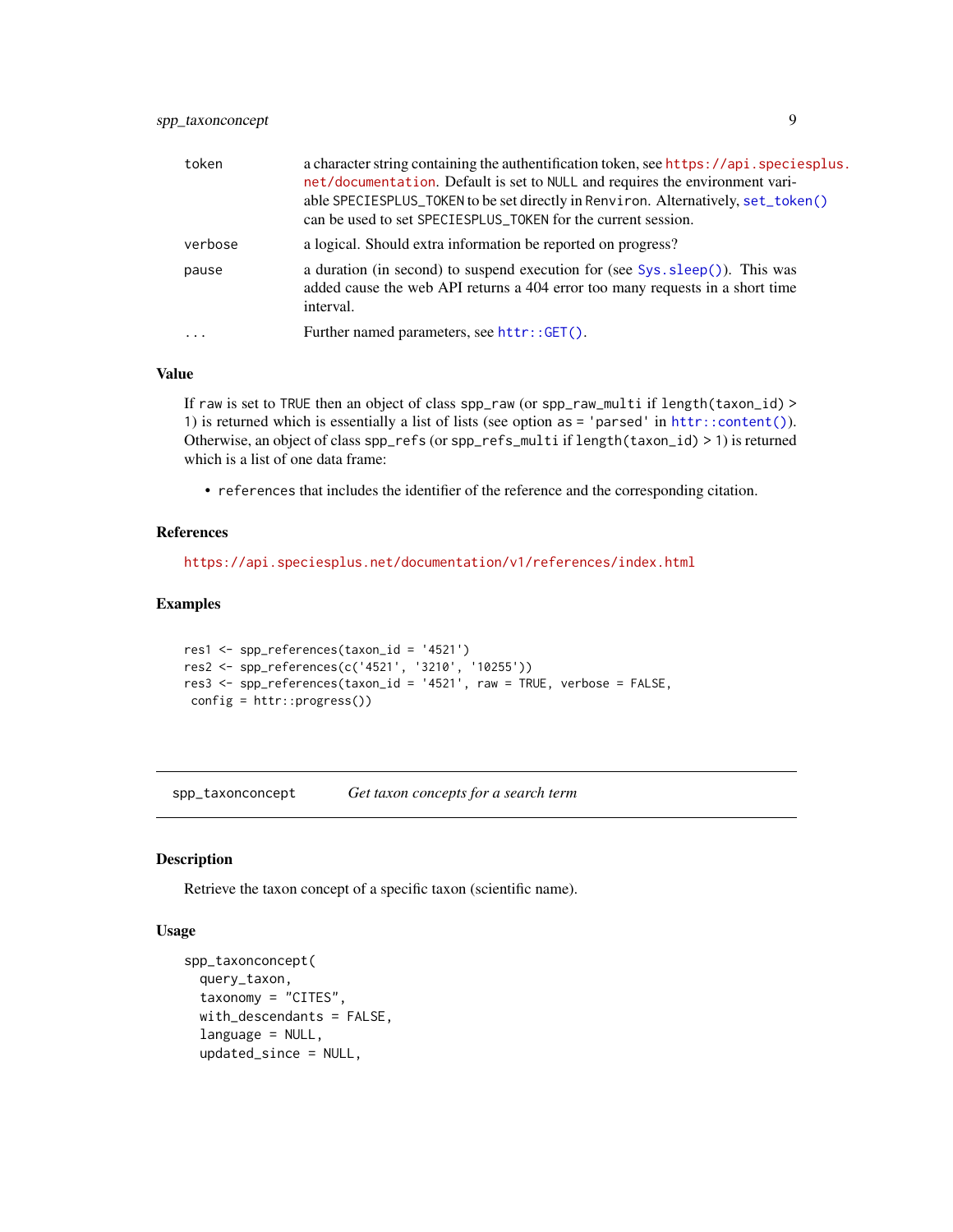| | |
|---|---|
| token | a character string containing the authentification token, see https://api.speciesplus.net/documentation. Default is set to NULL and requires the environment variable SPECIESPLUS_TOKEN to be set directly in Renviron. Alternatively, set_token() can be used to set SPECIESPLUS_TOKEN for the current session. |
| verbose | a logical. Should extra information be reported on progress? |
| pause | a duration (in second) to suspend execution for (see Sys.sleep()). This was added cause the web API returns a 404 error too many requests in a short time interval. |
| ... | Further named parameters, see httr::GET(). |

## Value

If raw is set to TRUE then an object of class spp_raw (or spp_raw_multi if length(taxon_id) > 1) is returned which is essentially a list of lists (see option as = 'parsed' in httr::content()). Otherwise, an object of class spp_refs (or spp_refs_multi if length(taxon_id) > 1) is returned which is a list of one data frame:

- references that includes the identifier of the reference and the corresponding citation.

## References

https://api.speciesplus.net/documentation/v1/references/index.html

## Examples

```
res1 <- spp_references(taxon_id = '4521')
res2 <- spp_references(c('4521', '3210', '10255'))
res3 <- spp_references(taxon_id = '4521', raw = TRUE, verbose = FALSE,
 config = httr::progress())
```

---

# spp_taxonconcept    *Get taxon concepts for a search term*

---

## Description

Retrieve the taxon concept of a specific taxon (scientific name).

## Usage

```
spp_taxonconcept(
  query_taxon,
  taxonomy = "CITES",
  with_descendants = FALSE,
  language = NULL,
  updated_since = NULL,
```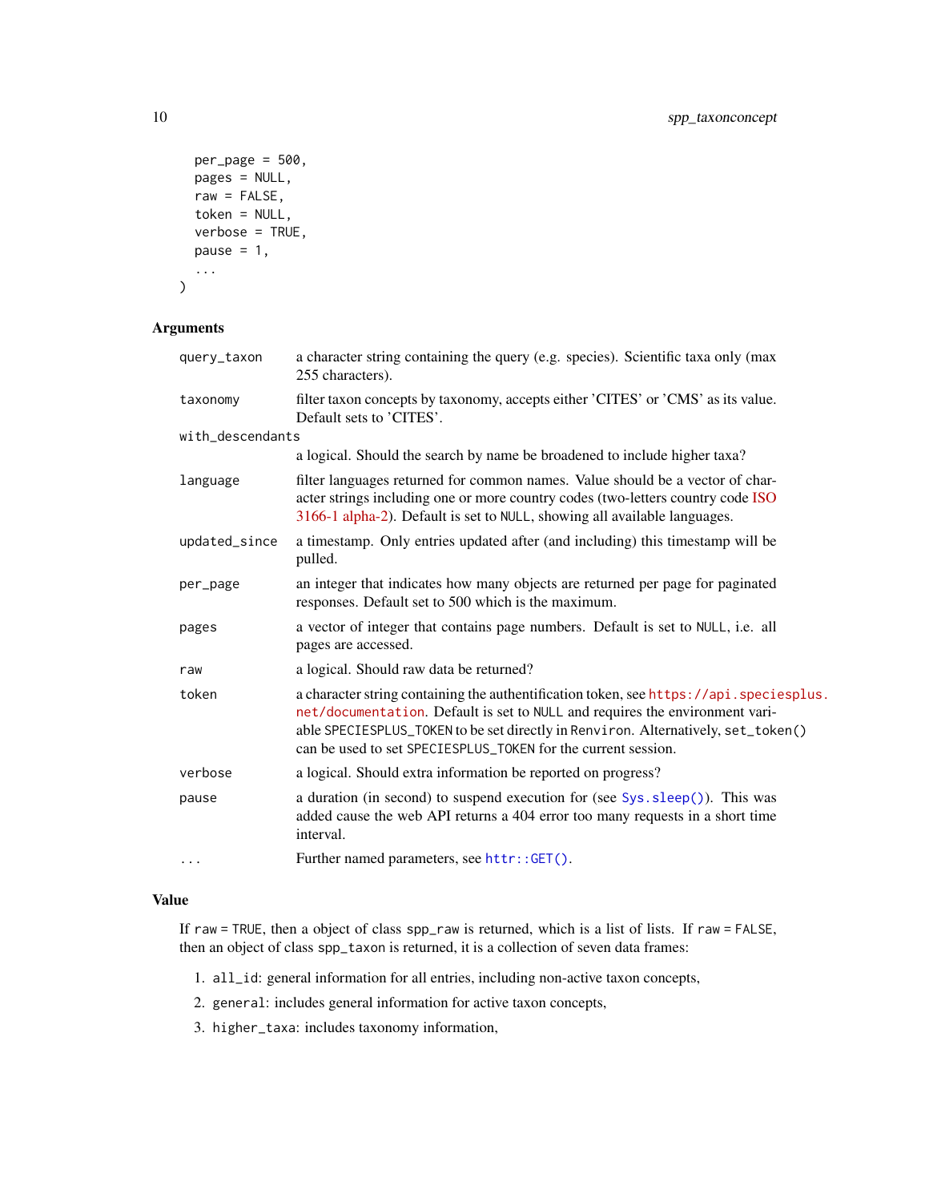```
  per_page = 500,
  pages = NULL,
  raw = FALSE,
  token = NULL,
  verbose = TRUE,
  pause = 1,
  ...
)
```

### Arguments

| Argument | Description |
|---|---|
| query_taxon | a character string containing the query (e.g. species). Scientific taxa only (max 255 characters). |
| taxonomy | filter taxon concepts by taxonomy, accepts either 'CITES' or 'CMS' as its value. Default sets to 'CITES'. |
| with_descendants | a logical. Should the search by name be broadened to include higher taxa? |
| language | filter languages returned for common names. Value should be a vector of character strings including one or more country codes (two-letters country code ISO 3166-1 alpha-2). Default is set to NULL, showing all available languages. |
| updated_since | a timestamp. Only entries updated after (and including) this timestamp will be pulled. |
| per_page | an integer that indicates how many objects are returned per page for paginated responses. Default set to 500 which is the maximum. |
| pages | a vector of integer that contains page numbers. Default is set to NULL, i.e. all pages are accessed. |
| raw | a logical. Should raw data be returned? |
| token | a character string containing the authentification token, see https://api.speciesplus.net/documentation. Default is set to NULL and requires the environment variable SPECIESPLUS_TOKEN to be set directly in Renviron. Alternatively, set_token() can be used to set SPECIESPLUS_TOKEN for the current session. |
| verbose | a logical. Should extra information be reported on progress? |
| pause | a duration (in second) to suspend execution for (see Sys.sleep()). This was added cause the web API returns a 404 error too many requests in a short time interval. |
| ... | Further named parameters, see httr::GET(). |

### Value

If raw = TRUE, then a object of class spp_raw is returned, which is a list of lists. If raw = FALSE, then an object of class spp_taxon is returned, it is a collection of seven data frames:

1. all_id: general information for all entries, including non-active taxon concepts,
2. general: includes general information for active taxon concepts,
3. higher_taxa: includes taxonomy information,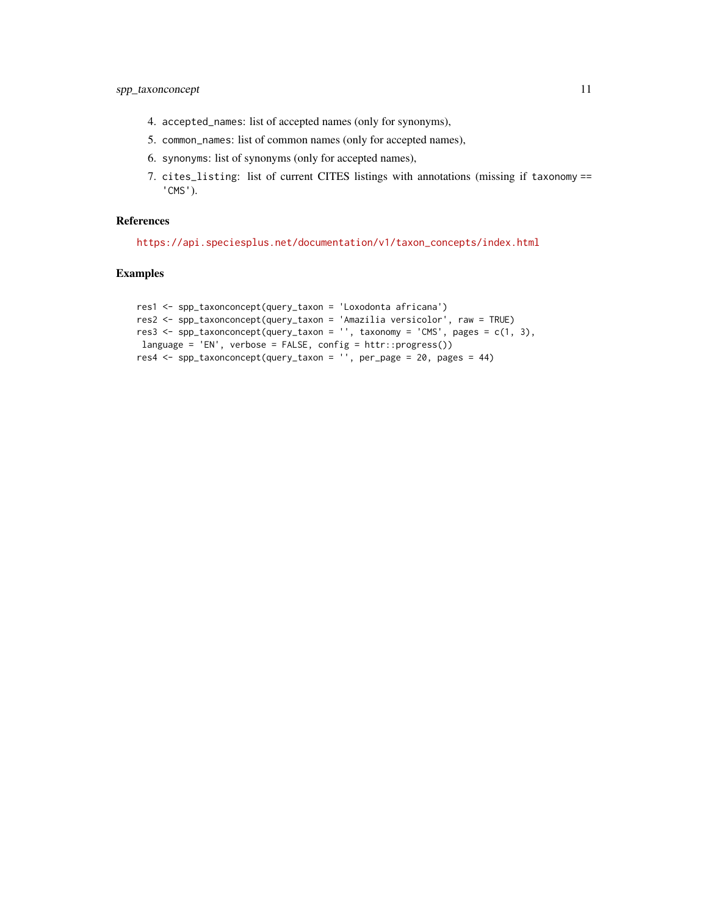4. `accepted_names`: list of accepted names (only for synonyms),
5. `common_names`: list of common names (only for accepted names),
6. `synonyms`: list of synonyms (only for accepted names),
7. `cites_listing`: list of current CITES listings with annotations (missing if `taxonomy == 'CMS'`).

## References

https://api.speciesplus.net/documentation/v1/taxon_concepts/index.html

## Examples

```
res1 <- spp_taxonconcept(query_taxon = 'Loxodonta africana')
res2 <- spp_taxonconcept(query_taxon = 'Amazilia versicolor', raw = TRUE)
res3 <- spp_taxonconcept(query_taxon = '', taxonomy = 'CMS', pages = c(1, 3),
 language = 'EN', verbose = FALSE, config = httr::progress())
res4 <- spp_taxonconcept(query_taxon = '', per_page = 20, pages = 44)
```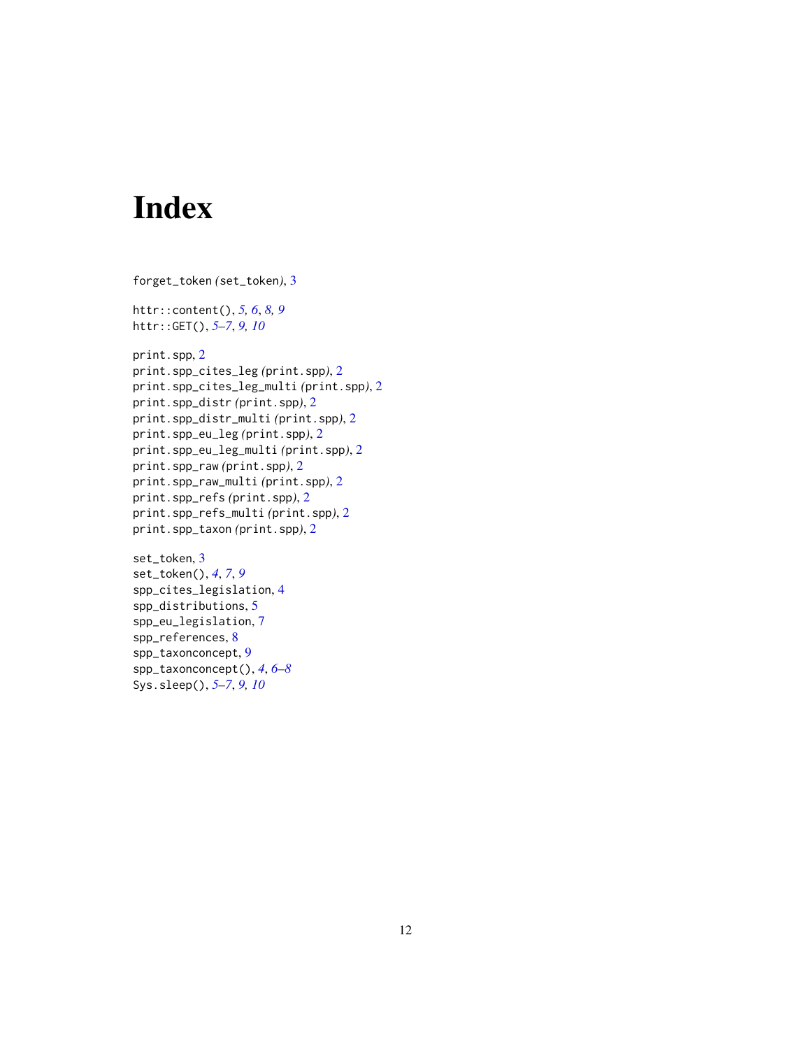# Index

forget_token (set_token), 3

httr::content(), *5, 6, 8, 9*
httr::GET(), *5–7, 9, 10*

print.spp, 2
print.spp_cites_leg (print.spp), 2
print.spp_cites_leg_multi (print.spp), 2
print.spp_distr (print.spp), 2
print.spp_distr_multi (print.spp), 2
print.spp_eu_leg (print.spp), 2
print.spp_eu_leg_multi (print.spp), 2
print.spp_raw (print.spp), 2
print.spp_raw_multi (print.spp), 2
print.spp_refs (print.spp), 2
print.spp_refs_multi (print.spp), 2
print.spp_taxon (print.spp), 2

set_token, 3
set_token(), *4, 7, 9*
spp_cites_legislation, 4
spp_distributions, 5
spp_eu_legislation, 7
spp_references, 8
spp_taxonconcept, 9
spp_taxonconcept(), *4, 6–8*
Sys.sleep(), *5–7, 9, 10*